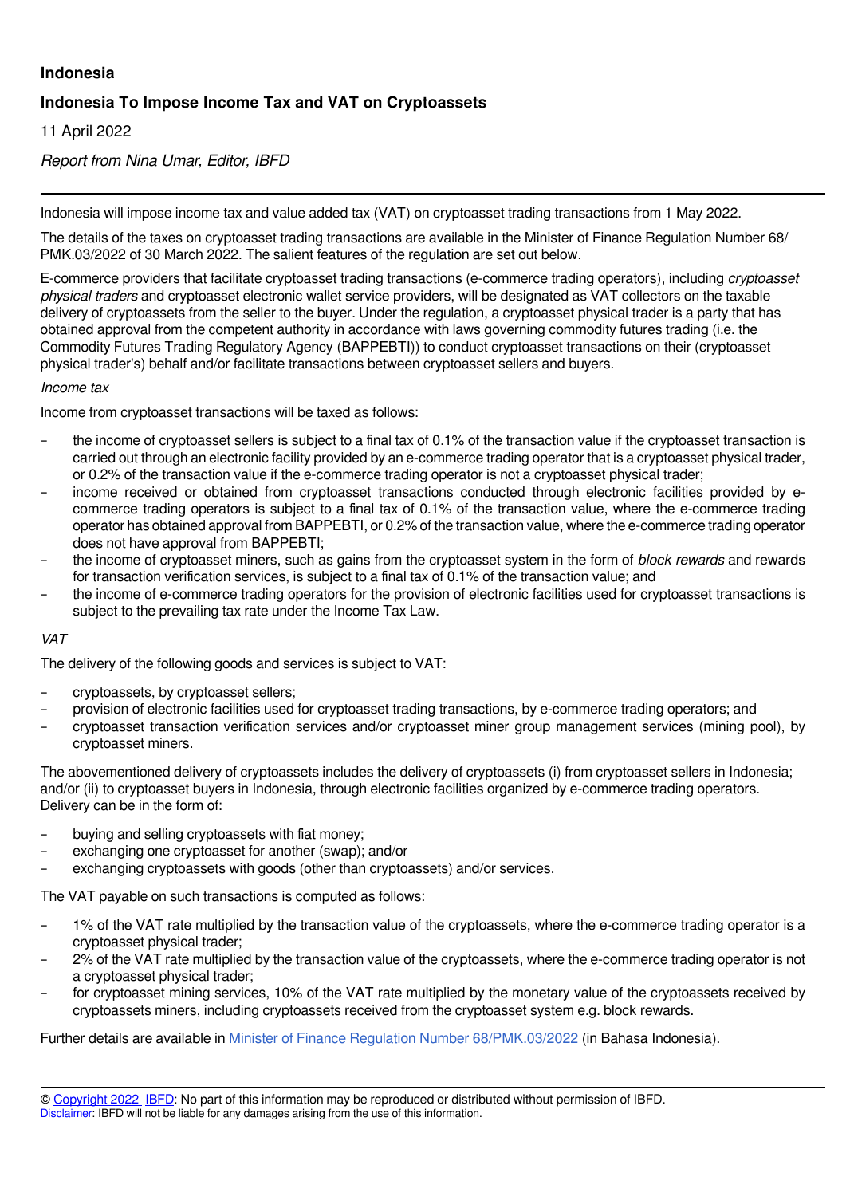**Indonesia**

## Indonesia To Impose Income Tax and VAT on Cryptoassets

11 April 2022

*Report from Nina Umar, Editor, IBFD*

---

Indonesia will impose income tax and value added tax (VAT) on cryptoasset trading transactions from 1 May 2022.

The details of the taxes on cryptoasset trading transactions are available in the Minister of Finance Regulation Number 68/ PMK.03/2022 of 30 March 2022. The salient features of the regulation are set out below.

E-commerce providers that facilitate cryptoasset trading transactions (e-commerce trading operators), including *cryptoasset physical traders* and cryptoasset electronic wallet service providers, will be designated as VAT collectors on the taxable delivery of cryptoassets from the seller to the buyer. Under the regulation, a cryptoasset physical trader is a party that has obtained approval from the competent authority in accordance with laws governing commodity futures trading (i.e. the Commodity Futures Trading Regulatory Agency (BAPPEBTI)) to conduct cryptoasset transactions on their (cryptoasset physical trader's) behalf and/or facilitate transactions between cryptoasset sellers and buyers.

*Income tax*

Income from cryptoasset transactions will be taxed as follows:

- the income of cryptoasset sellers is subject to a final tax of 0.1% of the transaction value if the cryptoasset transaction is carried out through an electronic facility provided by an e-commerce trading operator that is a cryptoasset physical trader, or 0.2% of the transaction value if the e-commerce trading operator is not a cryptoasset physical trader;
- income received or obtained from cryptoasset transactions conducted through electronic facilities provided by e-commerce trading operators is subject to a final tax of 0.1% of the transaction value, where the e-commerce trading operator has obtained approval from BAPPEBTI, or 0.2% of the transaction value, where the e-commerce trading operator does not have approval from BAPPEBTI;
- the income of cryptoasset miners, such as gains from the cryptoasset system in the form of *block rewards* and rewards for transaction verification services, is subject to a final tax of 0.1% of the transaction value; and
- the income of e-commerce trading operators for the provision of electronic facilities used for cryptoasset transactions is subject to the prevailing tax rate under the Income Tax Law.

*VAT*

The delivery of the following goods and services is subject to VAT:

- cryptoassets, by cryptoasset sellers;
- provision of electronic facilities used for cryptoasset trading transactions, by e-commerce trading operators; and
- cryptoasset transaction verification services and/or cryptoasset miner group management services (mining pool), by cryptoasset miners.

The abovementioned delivery of cryptoassets includes the delivery of cryptoassets (i) from cryptoasset sellers in Indonesia; and/or (ii) to cryptoasset buyers in Indonesia, through electronic facilities organized by e-commerce trading operators. Delivery can be in the form of:

- buying and selling cryptoassets with fiat money;
- exchanging one cryptoasset for another (swap); and/or
- exchanging cryptoassets with goods (other than cryptoassets) and/or services.

The VAT payable on such transactions is computed as follows:

- 1% of the VAT rate multiplied by the transaction value of the cryptoassets, where the e-commerce trading operator is a cryptoasset physical trader;
- 2% of the VAT rate multiplied by the transaction value of the cryptoassets, where the e-commerce trading operator is not a cryptoasset physical trader;
- for cryptoasset mining services, 10% of the VAT rate multiplied by the monetary value of the cryptoassets received by cryptoassets miners, including cryptoassets received from the cryptoasset system e.g. block rewards.

Further details are available in Minister of Finance Regulation Number 68/PMK.03/2022 (in Bahasa Indonesia).

---

© Copyright 2022 IBFD: No part of this information may be reproduced or distributed without permission of IBFD.
Disclaimer: IBFD will not be liable for any damages arising from the use of this information.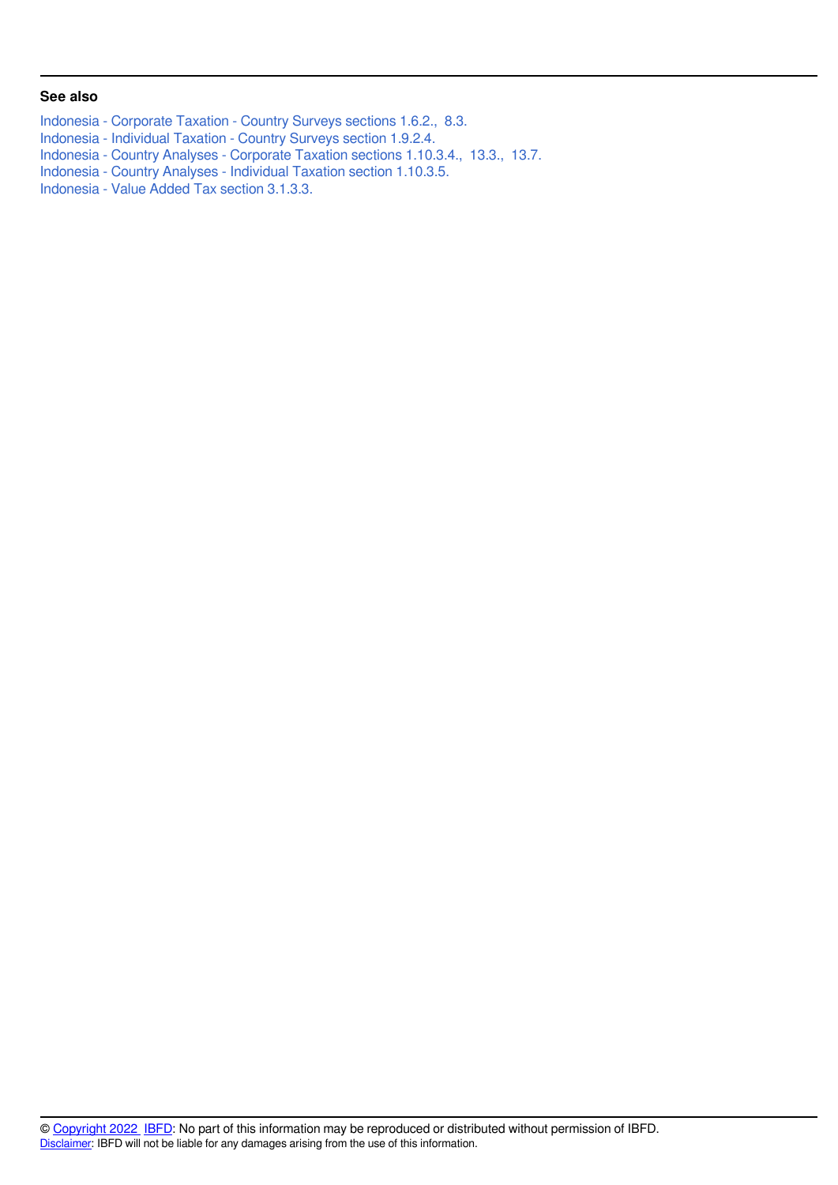## See also

Indonesia - Corporate Taxation - Country Surveys sections 1.6.2., 8.3.
Indonesia - Individual Taxation - Country Surveys section 1.9.2.4.
Indonesia - Country Analyses - Corporate Taxation sections 1.10.3.4., 13.3., 13.7.
Indonesia - Country Analyses - Individual Taxation section 1.10.3.5.
Indonesia - Value Added Tax section 3.1.3.3.